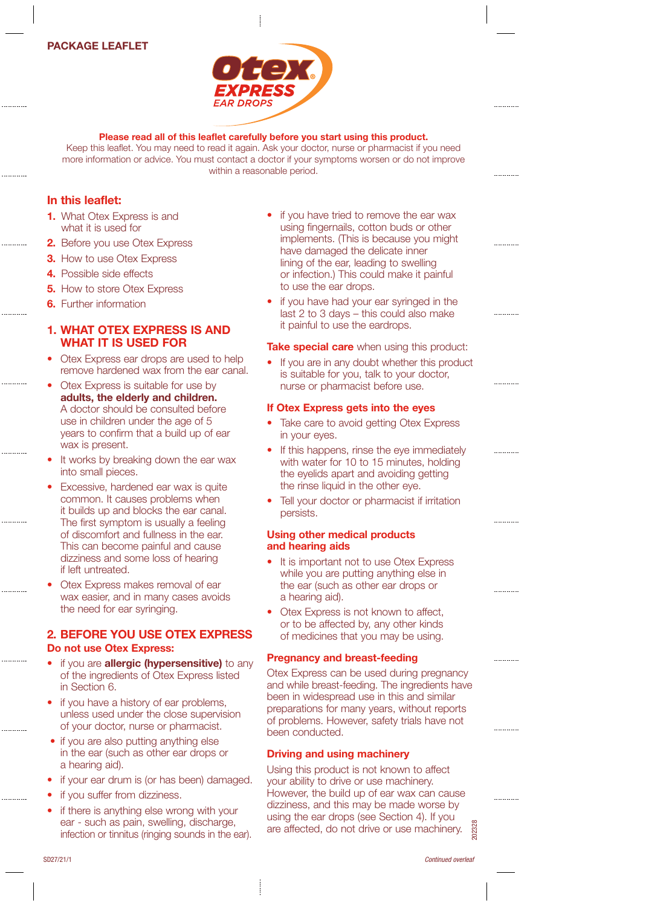PACKAGE LEAFLET

# Otex EXPRESS EAR DROPS

**Please read all of this leaflet carefully before you start using this product.**
Keep this leaflet. You may need to read it again. Ask your doctor, nurse or pharmacist if you need more information or advice. You must contact a doctor if your symptoms worsen or do not improve within a reasonable period.

## In this leaflet:

1. What Otex Express is and what it is used for
2. Before you use Otex Express
3. How to use Otex Express
4. Possible side effects
5. How to store Otex Express
6. Further information

## 1. WHAT OTEX EXPRESS IS AND WHAT IT IS USED FOR

- Otex Express ear drops are used to help remove hardened wax from the ear canal.
- Otex Express is suitable for use by **adults, the elderly and children.** A doctor should be consulted before use in children under the age of 5 years to confirm that a build up of ear wax is present.
- It works by breaking down the ear wax into small pieces.
- Excessive, hardened ear wax is quite common. It causes problems when it builds up and blocks the ear canal. The first symptom is usually a feeling of discomfort and fullness in the ear. This can become painful and cause dizziness and some loss of hearing if left untreated.
- Otex Express makes removal of ear wax easier, and in many cases avoids the need for ear syringing.

## 2. BEFORE YOU USE OTEX EXPRESS

### Do not use Otex Express:

- if you are **allergic (hypersensitive)** to any of the ingredients of Otex Express listed in Section 6.
- if you have a history of ear problems, unless used under the close supervision of your doctor, nurse or pharmacist.
- if you are also putting anything else in the ear (such as other ear drops or a hearing aid).
- if your ear drum is (or has been) damaged.
- if you suffer from dizziness.
- if there is anything else wrong with your ear - such as pain, swelling, discharge, infection or tinnitus (ringing sounds in the ear).
- if you have tried to remove the ear wax using fingernails, cotton buds or other implements. (This is because you might have damaged the delicate inner lining of the ear, leading to swelling or infection.) This could make it painful to use the ear drops.
- if you have had your ear syringed in the last 2 to 3 days – this could also make it painful to use the eardrops.

**Take special care** when using this product:

- If you are in any doubt whether this product is suitable for you, talk to your doctor, nurse or pharmacist before use.

### If Otex Express gets into the eyes

- Take care to avoid getting Otex Express in your eyes.
- If this happens, rinse the eye immediately with water for 10 to 15 minutes, holding the eyelids apart and avoiding getting the rinse liquid in the other eye.
- Tell your doctor or pharmacist if irritation persists.

### Using other medical products and hearing aids

- It is important not to use Otex Express while you are putting anything else in the ear (such as other ear drops or a hearing aid).
- Otex Express is not known to affect, or to be affected by, any other kinds of medicines that you may be using.

### Pregnancy and breast-feeding

Otex Express can be used during pregnancy and while breast-feeding. The ingredients have been in widespread use in this and similar preparations for many years, without reports of problems. However, safety trials have not been conducted.

### Driving and using machinery

Using this product is not known to affect your ability to drive or use machinery. However, the build up of ear wax can cause dizziness, and this may be made worse by using the ear drops (see Section 4). If you are affected, do not drive or use machinery.

202328

SD27/21/1

*Continued overleaf*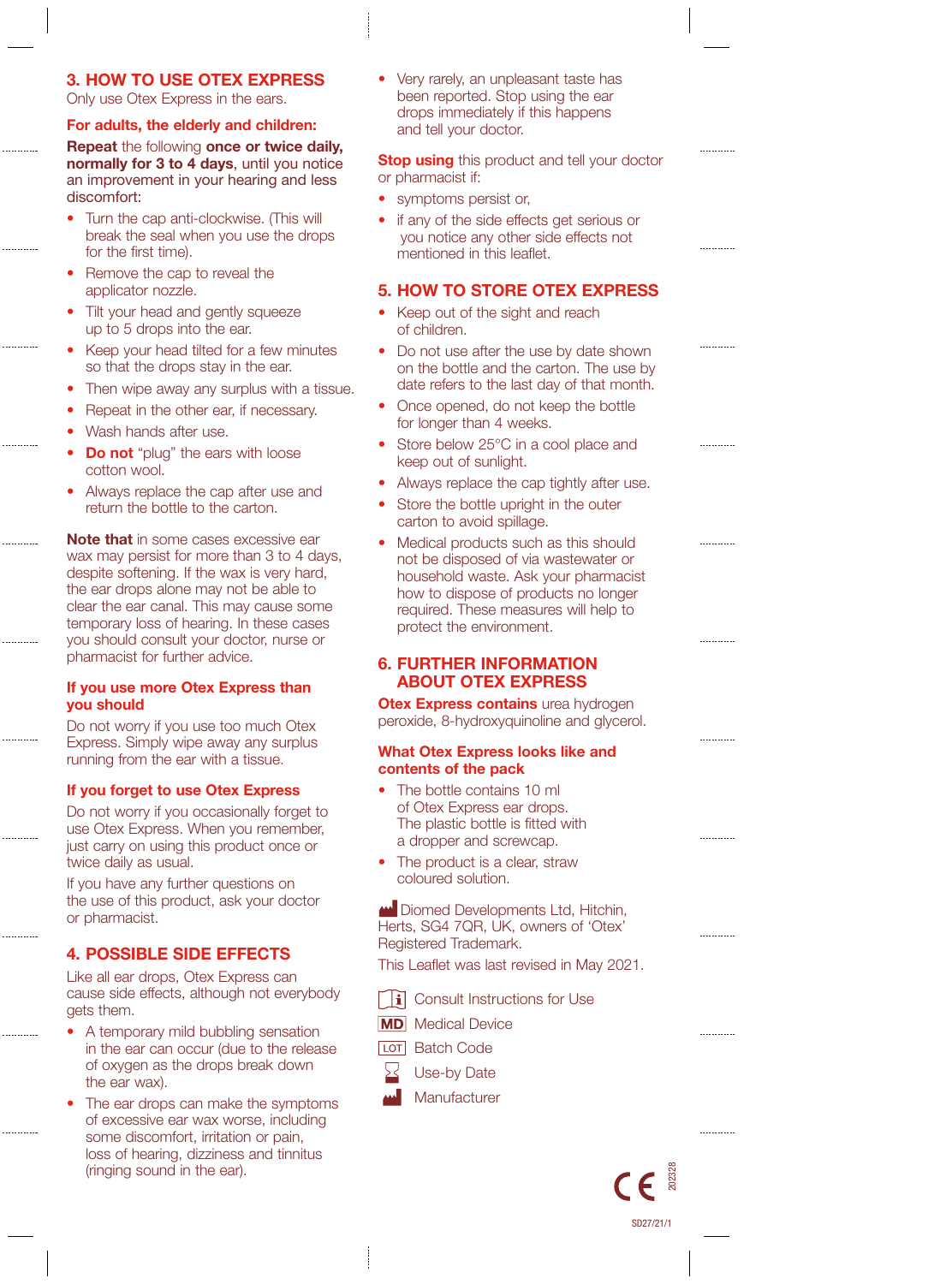## 3. HOW TO USE OTEX EXPRESS

Only use Otex Express in the ears.

### For adults, the elderly and children:

**Repeat** the following **once or twice daily, normally for 3 to 4 days**, until you notice an improvement in your hearing and less discomfort:

- Turn the cap anti-clockwise. (This will break the seal when you use the drops for the first time).
- Remove the cap to reveal the applicator nozzle.
- Tilt your head and gently squeeze up to 5 drops into the ear.
- Keep your head tilted for a few minutes so that the drops stay in the ear.
- Then wipe away any surplus with a tissue.
- Repeat in the other ear, if necessary.
- Wash hands after use.
- **Do not** "plug" the ears with loose cotton wool.
- Always replace the cap after use and return the bottle to the carton.

**Note that** in some cases excessive ear wax may persist for more than 3 to 4 days, despite softening. If the wax is very hard, the ear drops alone may not be able to clear the ear canal. This may cause some temporary loss of hearing. In these cases you should consult your doctor, nurse or pharmacist for further advice.

### If you use more Otex Express than you should

Do not worry if you use too much Otex Express. Simply wipe away any surplus running from the ear with a tissue.

### If you forget to use Otex Express

Do not worry if you occasionally forget to use Otex Express. When you remember, just carry on using this product once or twice daily as usual.

If you have any further questions on the use of this product, ask your doctor or pharmacist.

## 4. POSSIBLE SIDE EFFECTS

Like all ear drops, Otex Express can cause side effects, although not everybody gets them.

- A temporary mild bubbling sensation in the ear can occur (due to the release of oxygen as the drops break down the ear wax).
- The ear drops can make the symptoms of excessive ear wax worse, including some discomfort, irritation or pain, loss of hearing, dizziness and tinnitus (ringing sound in the ear).
- Very rarely, an unpleasant taste has been reported. Stop using the ear drops immediately if this happens and tell your doctor.

**Stop using** this product and tell your doctor or pharmacist if:

- symptoms persist or,
- if any of the side effects get serious or you notice any other side effects not mentioned in this leaflet.

## 5. HOW TO STORE OTEX EXPRESS

- Keep out of the sight and reach of children.
- Do not use after the use by date shown on the bottle and the carton. The use by date refers to the last day of that month.
- Once opened, do not keep the bottle for longer than 4 weeks.
- Store below 25°C in a cool place and keep out of sunlight.
- Always replace the cap tightly after use.
- Store the bottle upright in the outer carton to avoid spillage.
- Medical products such as this should not be disposed of via wastewater or household waste. Ask your pharmacist how to dispose of products no longer required. These measures will help to protect the environment.

## 6. FURTHER INFORMATION ABOUT OTEX EXPRESS

**Otex Express contains** urea hydrogen peroxide, 8-hydroxyquinoline and glycerol.

### What Otex Express looks like and contents of the pack

- The bottle contains 10 ml of Otex Express ear drops. The plastic bottle is fitted with a dropper and screwcap.
- The product is a clear, straw coloured solution.

Diomed Developments Ltd, Hitchin, Herts, SG4 7QR, UK, owners of 'Otex' Registered Trademark.

This Leaflet was last revised in May 2021.

Consult Instructions for Use

MD Medical Device

LOT Batch Code

Use-by Date

Manufacturer

CE 202328

SD27/21/1